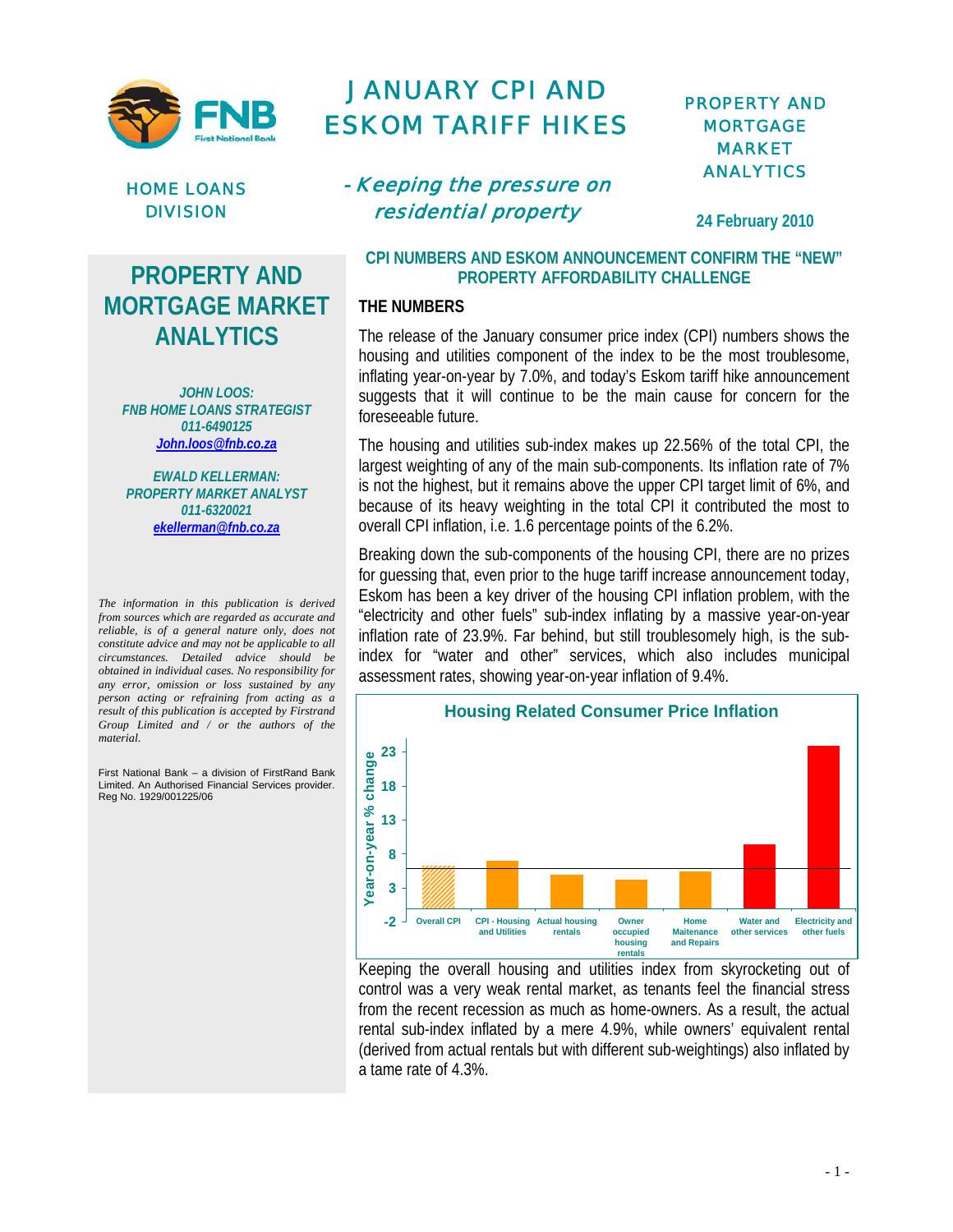# JANUARY CPI AND ESKOM TARIFF HIKES

## - Keeping the pressure on residential property

HOME LOANS DIVISION

PROPERTY AND MORTGAGE MARKET ANALYTICS

**24 February 2010**

## PROPERTY AND MORTGAGE MARKET ANALYTICS

***JOHN LOOS:***
***FNB HOME LOANS STRATEGIST***
***011-6490125***
***John.loos@fnb.co.za***

***EWALD KELLERMAN:***
***PROPERTY MARKET ANALYST***
***011-6320021***
***ekellerman@fnb.co.za***

*The information in this publication is derived from sources which are regarded as accurate and reliable, is of a general nature only, does not constitute advice and may not be applicable to all circumstances. Detailed advice should be obtained in individual cases. No responsibility for any error, omission or loss sustained by any person acting or refraining from acting as a result of this publication is accepted by Firstrand Group Limited and / or the authors of the material.*

First National Bank – a division of FirstRand Bank Limited. An Authorised Financial Services provider. Reg No. 1929/001225/06

### CPI NUMBERS AND ESKOM ANNOUNCEMENT CONFIRM THE "NEW" PROPERTY AFFORDABILITY CHALLENGE

### THE NUMBERS

The release of the January consumer price index (CPI) numbers shows the housing and utilities component of the index to be the most troublesome, inflating year-on-year by 7.0%, and today's Eskom tariff hike announcement suggests that it will continue to be the main cause for concern for the foreseeable future.

The housing and utilities sub-index makes up 22.56% of the total CPI, the largest weighting of any of the main sub-components. Its inflation rate of 7% is not the highest, but it remains above the upper CPI target limit of 6%, and because of its heavy weighting in the total CPI it contributed the most to overall CPI inflation, i.e. 1.6 percentage points of the 6.2%.

Breaking down the sub-components of the housing CPI, there are no prizes for guessing that, even prior to the huge tariff increase announcement today, Eskom has been a key driver of the housing CPI inflation problem, with the "electricity and other fuels" sub-index inflating by a massive year-on-year inflation rate of 23.9%. Far behind, but still troublesomely high, is the sub-index for "water and other" services, which also includes municipal assessment rates, showing year-on-year inflation of 9.4%.

**Housing Related Consumer Price Inflation**

| Category | Year-on-year % change (approx.) |
|---|---|
| Overall CPI | 6.2 |
| CPI - Housing and Utilities | 7.0 |
| Actual housing rentals | 4.9 |
| Owner occupied housing rentals | 4.3 |
| Home Maitenance and Repairs | 5.3 |
| Water and other services | 9.4 |
| Electricity and other fuels | 23.9 |

Keeping the overall housing and utilities index from skyrocketing out of control was a very weak rental market, as tenants feel the financial stress from the recent recession as much as home-owners. As a result, the actual rental sub-index inflated by a mere 4.9%, while owners' equivalent rental (derived from actual rentals but with different sub-weightings) also inflated by a tame rate of 4.3%.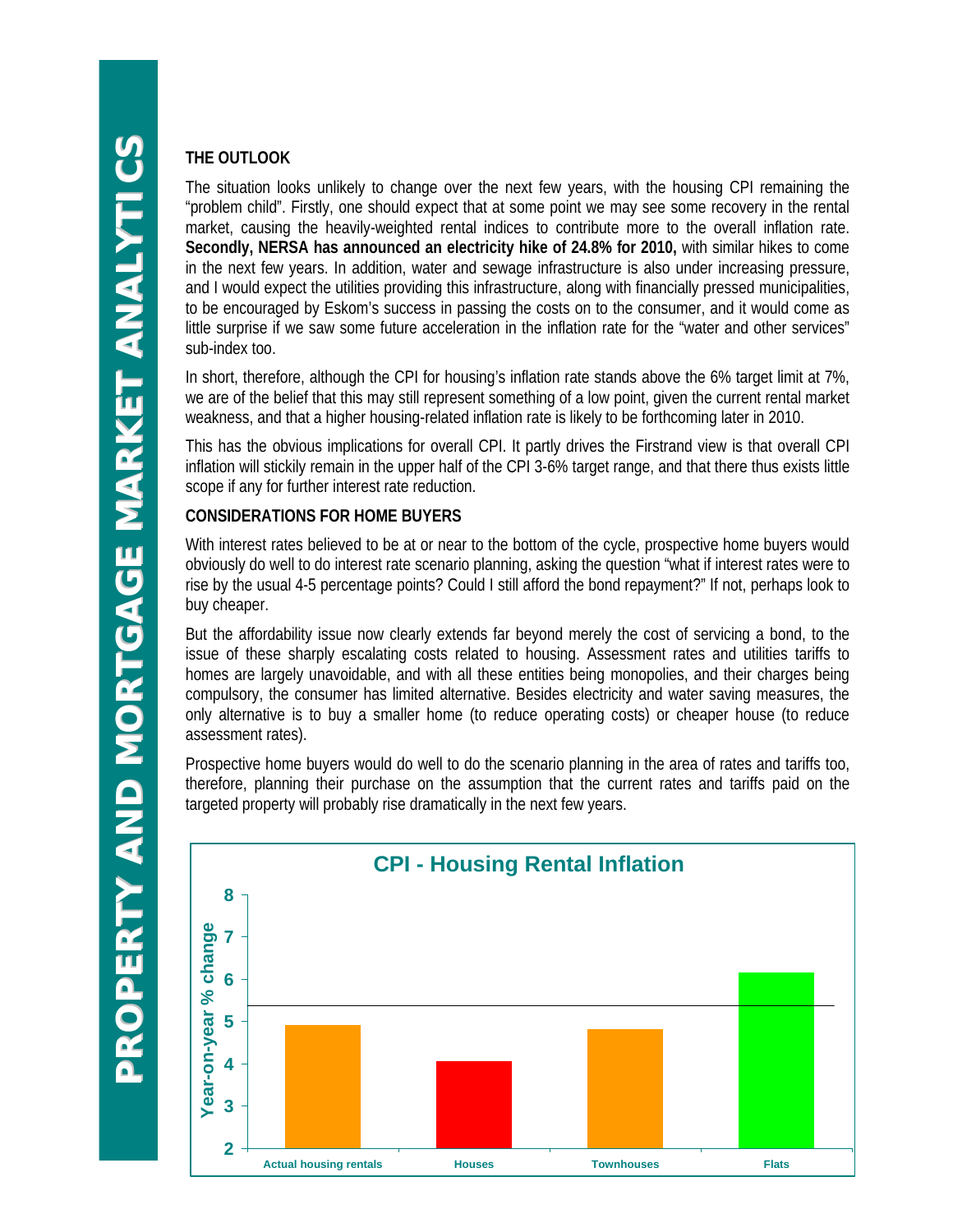## THE OUTLOOK

The situation looks unlikely to change over the next few years, with the housing CPI remaining the "problem child". Firstly, one should expect that at some point we may see some recovery in the rental market, causing the heavily-weighted rental indices to contribute more to the overall inflation rate. **Secondly, NERSA has announced an electricity hike of 24.8% for 2010,** with similar hikes to come in the next few years. In addition, water and sewage infrastructure is also under increasing pressure, and I would expect the utilities providing this infrastructure, along with financially pressed municipalities, to be encouraged by Eskom's success in passing the costs on to the consumer, and it would come as little surprise if we saw some future acceleration in the inflation rate for the "water and other services" sub-index too.

In short, therefore, although the CPI for housing's inflation rate stands above the 6% target limit at 7%, we are of the belief that this may still represent something of a low point, given the current rental market weakness, and that a higher housing-related inflation rate is likely to be forthcoming later in 2010.

This has the obvious implications for overall CPI. It partly drives the Firstrand view is that overall CPI inflation will stickily remain in the upper half of the CPI 3-6% target range, and that there thus exists little scope if any for further interest rate reduction.

## CONSIDERATIONS FOR HOME BUYERS

With interest rates believed to be at or near to the bottom of the cycle, prospective home buyers would obviously do well to do interest rate scenario planning, asking the question "what if interest rates were to rise by the usual 4-5 percentage points? Could I still afford the bond repayment?" If not, perhaps look to buy cheaper.

But the affordability issue now clearly extends far beyond merely the cost of servicing a bond, to the issue of these sharply escalating costs related to housing. Assessment rates and utilities tariffs to homes are largely unavoidable, and with all these entities being monopolies, and their charges being compulsory, the consumer has limited alternative. Besides electricity and water saving measures, the only alternative is to buy a smaller home (to reduce operating costs) or cheaper house (to reduce assessment rates).

Prospective home buyers would do well to do the scenario planning in the area of rates and tariffs too, therefore, planning their purchase on the assumption that the current rates and tariffs paid on the targeted property will probably rise dramatically in the next few years.

**CPI - Housing Rental Inflation**

| Category | Year-on-year % change |
|---|---|
| Actual housing rentals | 4.9 |
| Houses | 4.05 |
| Townhouses | 4.8 |
| Flats | 6.15 |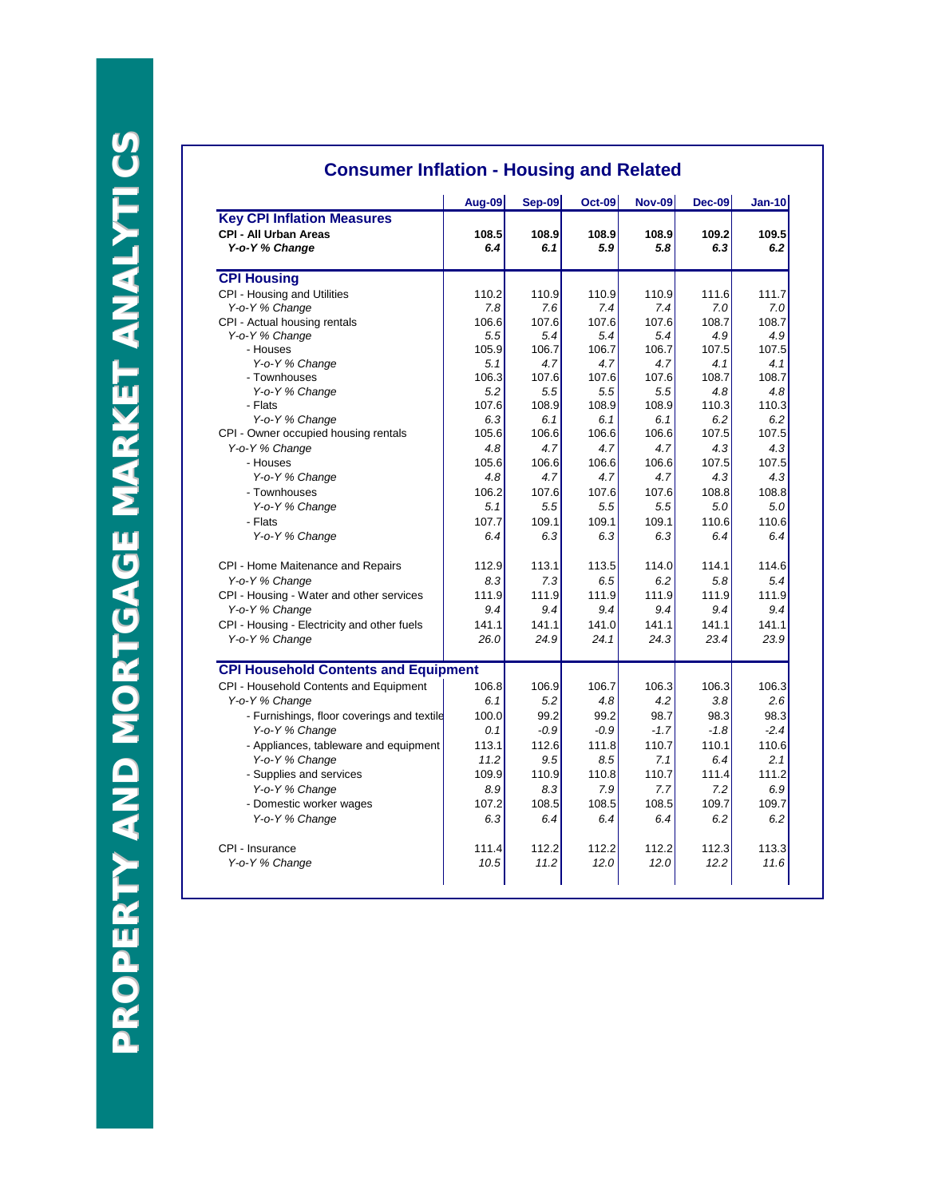## Consumer Inflation - Housing and Related

| | Aug-09 | Sep-09 | Oct-09 | Nov-09 | Dec-09 | Jan-10 |
|---|---|---|---|---|---|---|
| **Key CPI Inflation Measures** | | | | | | |
| **CPI - All Urban Areas** | **108.5** | **108.9** | **108.9** | **108.9** | **109.2** | **109.5** |
| ***Y-o-Y % Change*** | ***6.4*** | ***6.1*** | ***5.9*** | ***5.8*** | ***6.3*** | ***6.2*** |
| **CPI Housing** | | | | | | |
| CPI - Housing and Utilities | 110.2 | 110.9 | 110.9 | 110.9 | 111.6 | 111.7 |
| *Y-o-Y % Change* | *7.8* | *7.6* | *7.4* | *7.4* | *7.0* | *7.0* |
| CPI - Actual housing rentals | 106.6 | 107.6 | 107.6 | 107.6 | 108.7 | 108.7 |
| *Y-o-Y % Change* | *5.5* | *5.4* | *5.4* | *5.4* | *4.9* | *4.9* |
| - Houses | 105.9 | 106.7 | 106.7 | 106.7 | 107.5 | 107.5 |
| *Y-o-Y % Change* | *5.1* | *4.7* | *4.7* | *4.7* | *4.1* | *4.1* |
| - Townhouses | 106.3 | 107.6 | 107.6 | 107.6 | 108.7 | 108.7 |
| *Y-o-Y % Change* | *5.2* | *5.5* | *5.5* | *5.5* | *4.8* | *4.8* |
| - Flats | 107.6 | 108.9 | 108.9 | 108.9 | 110.3 | 110.3 |
| *Y-o-Y % Change* | *6.3* | *6.1* | *6.1* | *6.1* | *6.2* | *6.2* |
| CPI - Owner occupied housing rentals | 105.6 | 106.6 | 106.6 | 106.6 | 107.5 | 107.5 |
| *Y-o-Y % Change* | *4.8* | *4.7* | *4.7* | *4.7* | *4.3* | *4.3* |
| - Houses | 105.6 | 106.6 | 106.6 | 106.6 | 107.5 | 107.5 |
| *Y-o-Y % Change* | *4.8* | *4.7* | *4.7* | *4.7* | *4.3* | *4.3* |
| - Townhouses | 106.2 | 107.6 | 107.6 | 107.6 | 108.8 | 108.8 |
| *Y-o-Y % Change* | *5.1* | *5.5* | *5.5* | *5.5* | *5.0* | *5.0* |
| - Flats | 107.7 | 109.1 | 109.1 | 109.1 | 110.6 | 110.6 |
| *Y-o-Y % Change* | *6.4* | *6.3* | *6.3* | *6.3* | *6.4* | *6.4* |
| CPI - Home Maitenance and Repairs | 112.9 | 113.1 | 113.5 | 114.0 | 114.1 | 114.6 |
| *Y-o-Y % Change* | *8.3* | *7.3* | *6.5* | *6.2* | *5.8* | *5.4* |
| CPI - Housing - Water and other services | 111.9 | 111.9 | 111.9 | 111.9 | 111.9 | 111.9 |
| *Y-o-Y % Change* | *9.4* | *9.4* | *9.4* | *9.4* | *9.4* | *9.4* |
| CPI - Housing - Electricity and other fuels | 141.1 | 141.1 | 141.0 | 141.1 | 141.1 | 141.1 |
| *Y-o-Y % Change* | *26.0* | *24.9* | *24.1* | *24.3* | *23.4* | *23.9* |
| **CPI Household Contents and Equipment** | | | | | | |
| CPI - Household Contents and Equipment | 106.8 | 106.9 | 106.7 | 106.3 | 106.3 | 106.3 |
| *Y-o-Y % Change* | *6.1* | *5.2* | *4.8* | *4.2* | *3.8* | *2.6* |
| - Furnishings, floor coverings and textile | 100.0 | 99.2 | 99.2 | 98.7 | 98.3 | 98.3 |
| *Y-o-Y % Change* | *0.1* | *-0.9* | *-0.9* | *-1.7* | *-1.8* | *-2.4* |
| - Appliances, tableware and equipment | 113.1 | 112.6 | 111.8 | 110.7 | 110.1 | 110.6 |
| *Y-o-Y % Change* | *11.2* | *9.5* | *8.5* | *7.1* | *6.4* | *2.1* |
| - Supplies and services | 109.9 | 110.9 | 110.8 | 110.7 | 111.4 | 111.2 |
| *Y-o-Y % Change* | *8.9* | *8.3* | *7.9* | *7.7* | *7.2* | *6.9* |
| - Domestic worker wages | 107.2 | 108.5 | 108.5 | 108.5 | 109.7 | 109.7 |
| *Y-o-Y % Change* | *6.3* | *6.4* | *6.4* | *6.4* | *6.2* | *6.2* |
| CPI - Insurance | 111.4 | 112.2 | 112.2 | 112.2 | 112.3 | 113.3 |
| *Y-o-Y % Change* | *10.5* | *11.2* | *12.0* | *12.0* | *12.2* | *11.6* |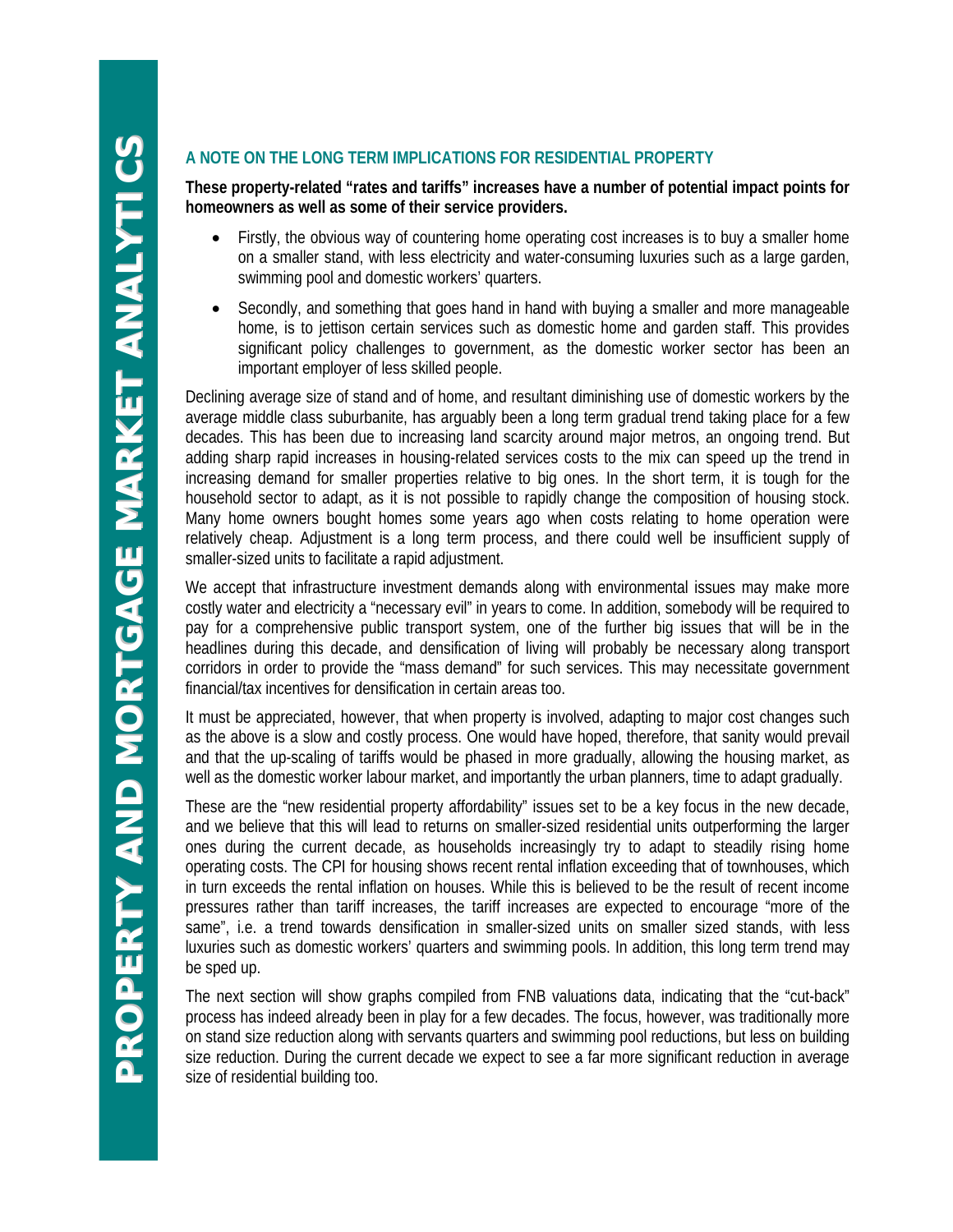## A NOTE ON THE LONG TERM IMPLICATIONS FOR RESIDENTIAL PROPERTY

**These property-related "rates and tariffs" increases have a number of potential impact points for homeowners as well as some of their service providers.**

- Firstly, the obvious way of countering home operating cost increases is to buy a smaller home on a smaller stand, with less electricity and water-consuming luxuries such as a large garden, swimming pool and domestic workers' quarters.
- Secondly, and something that goes hand in hand with buying a smaller and more manageable home, is to jettison certain services such as domestic home and garden staff. This provides significant policy challenges to government, as the domestic worker sector has been an important employer of less skilled people.

Declining average size of stand and of home, and resultant diminishing use of domestic workers by the average middle class suburbanite, has arguably been a long term gradual trend taking place for a few decades. This has been due to increasing land scarcity around major metros, an ongoing trend. But adding sharp rapid increases in housing-related services costs to the mix can speed up the trend in increasing demand for smaller properties relative to big ones. In the short term, it is tough for the household sector to adapt, as it is not possible to rapidly change the composition of housing stock. Many home owners bought homes some years ago when costs relating to home operation were relatively cheap. Adjustment is a long term process, and there could well be insufficient supply of smaller-sized units to facilitate a rapid adjustment.

We accept that infrastructure investment demands along with environmental issues may make more costly water and electricity a "necessary evil" in years to come. In addition, somebody will be required to pay for a comprehensive public transport system, one of the further big issues that will be in the headlines during this decade, and densification of living will probably be necessary along transport corridors in order to provide the "mass demand" for such services. This may necessitate government financial/tax incentives for densification in certain areas too.

It must be appreciated, however, that when property is involved, adapting to major cost changes such as the above is a slow and costly process. One would have hoped, therefore, that sanity would prevail and that the up-scaling of tariffs would be phased in more gradually, allowing the housing market, as well as the domestic worker labour market, and importantly the urban planners, time to adapt gradually.

These are the "new residential property affordability" issues set to be a key focus in the new decade, and we believe that this will lead to returns on smaller-sized residential units outperforming the larger ones during the current decade, as households increasingly try to adapt to steadily rising home operating costs. The CPI for housing shows recent rental inflation exceeding that of townhouses, which in turn exceeds the rental inflation on houses. While this is believed to be the result of recent income pressures rather than tariff increases, the tariff increases are expected to encourage "more of the same", i.e. a trend towards densification in smaller-sized units on smaller sized stands, with less luxuries such as domestic workers' quarters and swimming pools. In addition, this long term trend may be sped up.

The next section will show graphs compiled from FNB valuations data, indicating that the "cut-back" process has indeed already been in play for a few decades. The focus, however, was traditionally more on stand size reduction along with servants quarters and swimming pool reductions, but less on building size reduction. During the current decade we expect to see a far more significant reduction in average size of residential building too.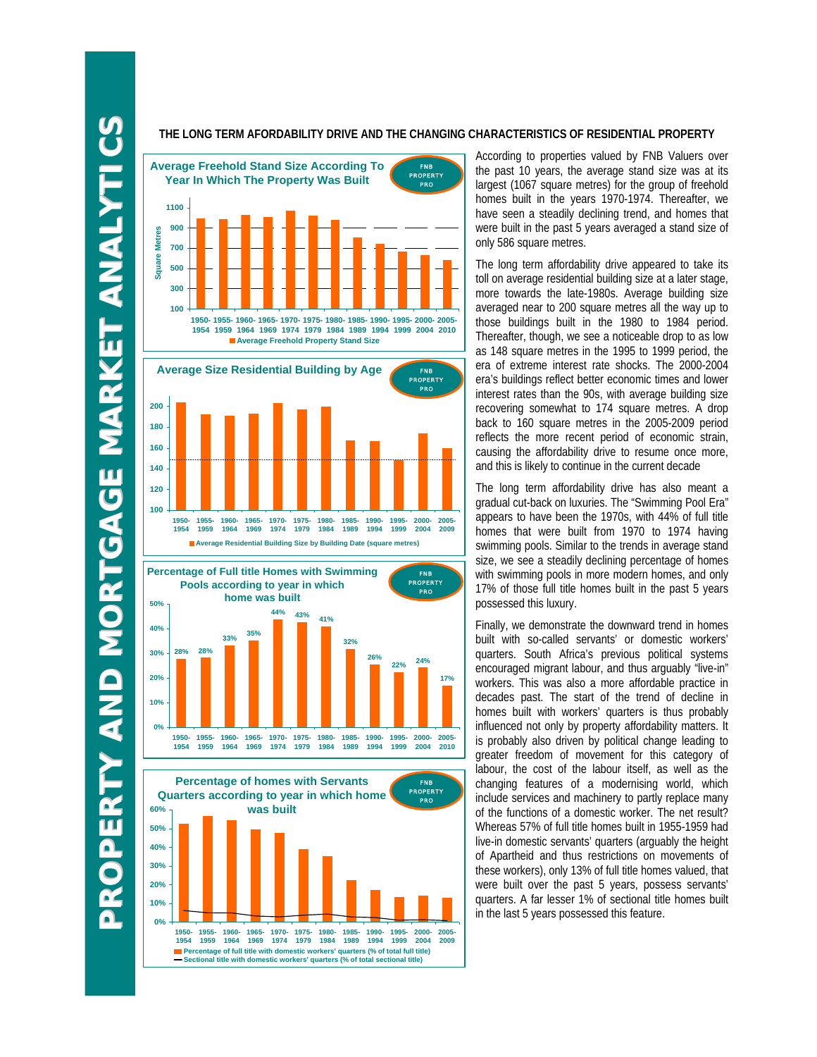# PROPERTY AND MORTGAGE MARKET ANALYTICS

## THE LONG TERM AFFORDABILITY DRIVE AND THE CHANGING CHARACTERISTICS OF RESIDENTIAL PROPERTY

**Average Freehold Stand Size According To Year In Which The Property Was Built**

FNB PROPERTY PRO

Square Metres

1100
900
700
500
300
100

1950-1954 1955-1959 1960-1964 1965-1969 1970-1974 1975-1979 1980-1984 1985-1989 1990-1994 1995-1999 2000-2004 2005-2010

Average Freehold Property Stand Size

**Average Size Residential Building by Age**

FNB PROPERTY PRO

200
180
160
140
120
100

1950-1954 1955-1959 1960-1964 1965-1969 1970-1974 1975-1979 1980-1984 1985-1989 1990-1994 1995-1999 2000-2004 2005-2009

Average Residential Building Size by Building Date (square metres)

**Percentage of Full title Homes with Swimming Pools according to year in which home was built**

FNB PROPERTY PRO

50%
40%
30%
20%
10%
0%

28% 28% 33% 35% 44% 43% 41% 32% 26% 22% 24% 17%

1950-1954 1955-1959 1960-1964 1965-1969 1970-1974 1975-1979 1980-1984 1985-1989 1990-1994 1995-1999 2000-2004 2005-2010

**Percentage of homes with Servants Quarters according to year in which home was built**

FNB PROPERTY PRO

60%
50%
40%
30%
20%
10%
0%

1950-1954 1955-1959 1960-1964 1965-1969 1970-1974 1975-1979 1980-1984 1985-1989 1990-1994 1995-1999 2000-2004 2005-2009

Percentage of full title with domestic workers' quarters (% of total full title)
Sectional title with domestic workers' quarters (% of total sectional title)

According to properties valued by FNB Valuers over the past 10 years, the average stand size was at its largest (1067 square metres) for the group of freehold homes built in the years 1970-1974. Thereafter, we have seen a steadily declining trend, and homes that were built in the past 5 years averaged a stand size of only 586 square metres.

The long term affordability drive appeared to take its toll on average residential building size at a later stage, more towards the late-1980s. Average building size averaged near to 200 square metres all the way up to those buildings built in the 1980 to 1984 period. Thereafter, though, we see a noticeable drop to as low as 148 square metres in the 1995 to 1999 period, the era of extreme interest rate shocks. The 2000-2004 era's buildings reflect better economic times and lower interest rates than the 90s, with average building size recovering somewhat to 174 square metres. A drop back to 160 square metres in the 2005-2009 period reflects the more recent period of economic strain, causing the affordability drive to resume once more, and this is likely to continue in the current decade

The long term affordability drive has also meant a gradual cut-back on luxuries. The "Swimming Pool Era" appears to have been the 1970s, with 44% of full title homes that were built from 1970 to 1974 having swimming pools. Similar to the trends in average stand size, we see a steadily declining percentage of homes with swimming pools in more modern homes, and only 17% of those full title homes built in the past 5 years possessed this luxury.

Finally, we demonstrate the downward trend in homes built with so-called servants' or domestic workers' quarters. South Africa's previous political systems encouraged migrant labour, and thus arguably "live-in" workers. This was also a more affordable practice in decades past. The start of the trend of decline in homes built with workers' quarters is thus probably influenced not only by property affordability matters. It is probably also driven by political change leading to greater freedom of movement for this category of labour, the cost of the labour itself, as well as the changing features of a modernising world, which include services and machinery to partly replace many of the functions of a domestic worker. The net result? Whereas 57% of full title homes built in 1955-1959 had live-in domestic servants' quarters (arguably the height of Apartheid and thus restrictions on movements of these workers), only 13% of full title homes valued, that were built over the past 5 years, possess servants' quarters. A far lesser 1% of sectional title homes built in the last 5 years possessed this feature.